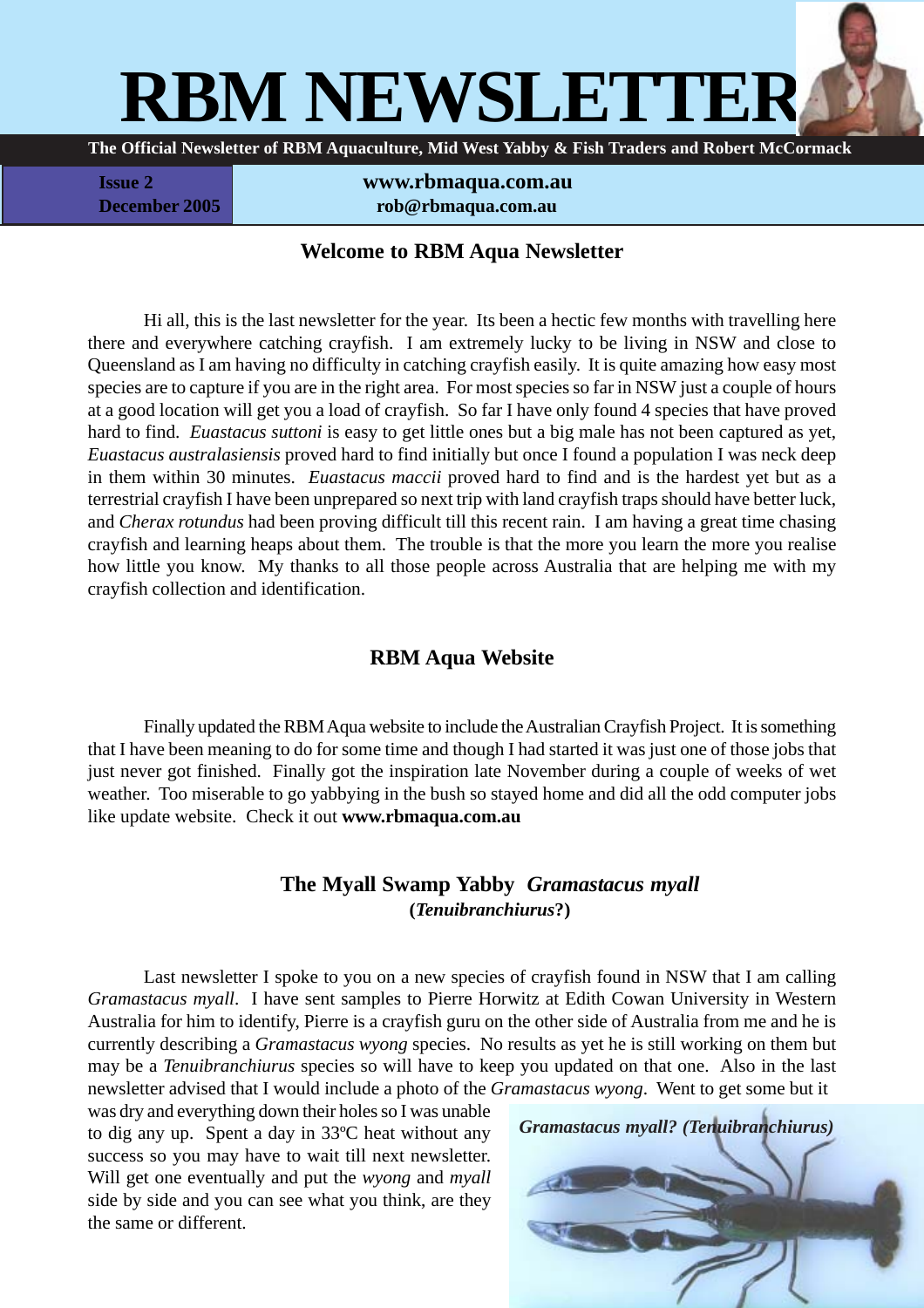# RBM NEWSLETTER

**The Official Newsletter of RBM Aquaculture, Mid West Yabby & Fish Traders and Robert McCormack**

**Issue 2**
**December 2005**

**www.rbmaqua.com.au**
**rob@rbmaqua.com.au**

## Welcome to RBM Aqua Newsletter

Hi all, this is the last newsletter for the year. Its been a hectic few months with travelling here there and everywhere catching crayfish. I am extremely lucky to be living in NSW and close to Queensland as I am having no difficulty in catching crayfish easily. It is quite amazing how easy most species are to capture if you are in the right area. For most species so far in NSW just a couple of hours at a good location will get you a load of crayfish. So far I have only found 4 species that have proved hard to find. *Euastacus suttoni* is easy to get little ones but a big male has not been captured as yet, *Euastacus australasiensis* proved hard to find initially but once I found a population I was neck deep in them within 30 minutes. *Euastacus maccii* proved hard to find and is the hardest yet but as a terrestrial crayfish I have been unprepared so next trip with land crayfish traps should have better luck, and *Cherax rotundus* had been proving difficult till this recent rain. I am having a great time chasing crayfish and learning heaps about them. The trouble is that the more you learn the more you realise how little you know. My thanks to all those people across Australia that are helping me with my crayfish collection and identification.

## RBM Aqua Website

Finally updated the RBM Aqua website to include the Australian Crayfish Project. It is something that I have been meaning to do for some time and though I had started it was just one of those jobs that just never got finished. Finally got the inspiration late November during a couple of weeks of wet weather. Too miserable to go yabbying in the bush so stayed home and did all the odd computer jobs like update website. Check it out **www.rbmaqua.com.au**

## The Myall Swamp Yabby *Gramastacus myall*

**(*Tenuibranchiurus*?)**

Last newsletter I spoke to you on a new species of crayfish found in NSW that I am calling *Gramastacus myall*. I have sent samples to Pierre Horwitz at Edith Cowan University in Western Australia for him to identify, Pierre is a crayfish guru on the other side of Australia from me and he is currently describing a *Gramastacus wyong* species. No results as yet he is still working on them but may be a *Tenuibranchiurus* species so will have to keep you updated on that one. Also in the last newsletter advised that I would include a photo of the *Gramastacus wyong*. Went to get some but it was dry and everything down their holes so I was unable to dig any up. Spent a day in 33ºC heat without any success so you may have to wait till next newsletter. Will get one eventually and put the *wyong* and *myall* side by side and you can see what you think, are they the same or different.

*Gramastacus myall? (Tenuibranchiurus)*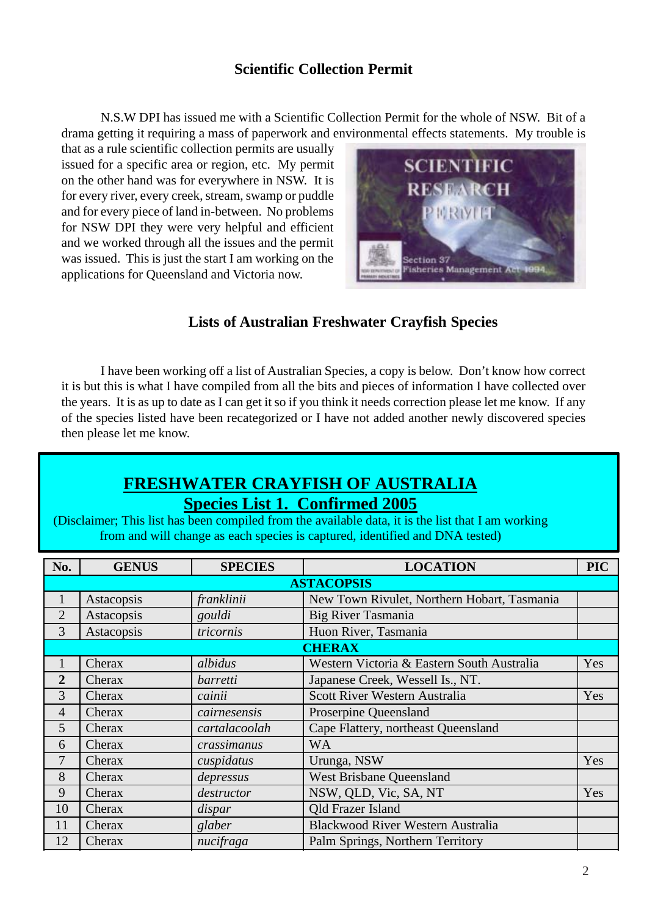## Scientific Collection Permit

N.S.W DPI has issued me with a Scientific Collection Permit for the whole of NSW. Bit of a drama getting it requiring a mass of paperwork and environmental effects statements. My trouble is that as a rule scientific collection permits are usually issued for a specific area or region, etc. My permit on the other hand was for everywhere in NSW. It is for every river, every creek, stream, swamp or puddle and for every piece of land in-between. No problems for NSW DPI they were very helpful and efficient and we worked through all the issues and the permit was issued. This is just the start I am working on the applications for Queensland and Victoria now.

## Lists of Australian Freshwater Crayfish Species

I have been working off a list of Australian Species, a copy is below. Don't know how correct it is but this is what I have compiled from all the bits and pieces of information I have collected over the years. It is as up to date as I can get it so if you think it needs correction please let me know. If any of the species listed have been recategorized or I have not added another newly discovered species then please let me know.

## FRESHWATER CRAYFISH OF AUSTRALIA

### Species List 1. Confirmed 2005

(Disclaimer; This list has been compiled from the available data, it is the list that I am working from and will change as each species is captured, identified and DNA tested)

| No. | GENUS | SPECIES | LOCATION | PIC |
|---|---|---|---|---|
| | | **ASTACOPSIS** | | |
| 1 | Astacopsis | *franklinii* | New Town Rivulet, Northern Hobart, Tasmania | |
| 2 | Astacopsis | *gouldi* | Big River Tasmania | |
| 3 | Astacopsis | *tricornis* | Huon River, Tasmania | |
| | | **CHERAX** | | |
| 1 | Cherax | *albidus* | Western Victoria & Eastern South Australia | Yes |
| **2** | Cherax | *barretti* | Japanese Creek, Wessell Is., NT. | |
| 3 | Cherax | *cainii* | Scott River Western Australia | Yes |
| 4 | Cherax | *cairnesensis* | Proserpine Queensland | |
| 5 | Cherax | *cartalacoolah* | Cape Flattery, northeast Queensland | |
| 6 | Cherax | *crassimanus* | WA | |
| 7 | Cherax | *cuspidatus* | Urunga, NSW | Yes |
| 8 | Cherax | *depressus* | West Brisbane Queensland | |
| 9 | Cherax | *destructor* | NSW, QLD, Vic, SA, NT | Yes |
| 10 | Cherax | *dispar* | Qld Frazer Island | |
| 11 | Cherax | *glaber* | Blackwood River Western Australia | |
| 12 | Cherax | *nucifraga* | Palm Springs, Northern Territory | |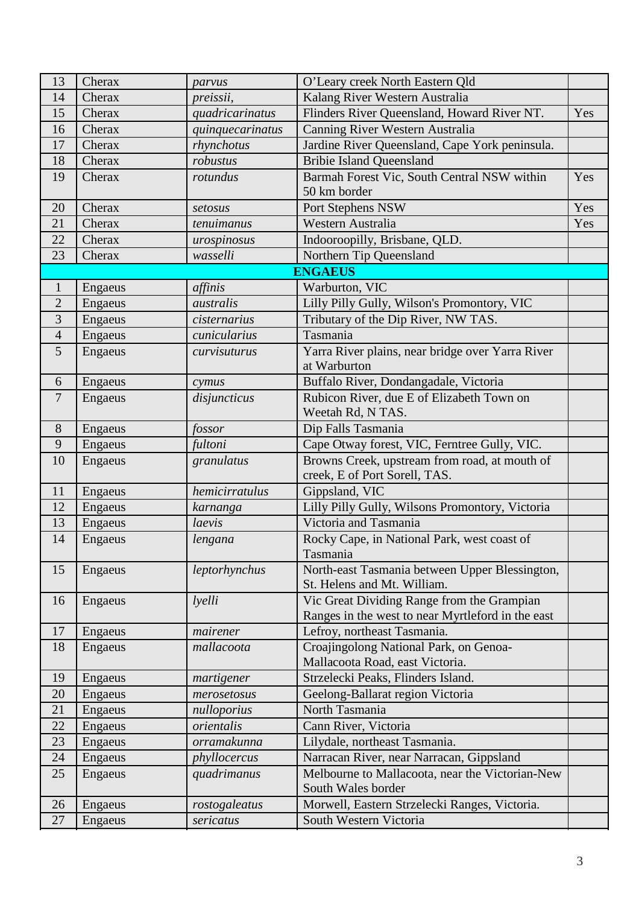| | | | | |
|---|---|---|---|---|
| 13 | Cherax | *parvus* | O'Leary creek North Eastern Qld | |
| 14 | Cherax | *preissii,* | Kalang River Western Australia | |
| 15 | Cherax | *quadricarinatus* | Flinders River Queensland, Howard River NT. | Yes |
| 16 | Cherax | *quinquecarinatus* | Canning River Western Australia | |
| 17 | Cherax | *rhynchotus* | Jardine River Queensland, Cape York peninsula. | |
| 18 | Cherax | *robustus* | Bribie Island Queensland | |
| 19 | Cherax | *rotundus* | Barmah Forest Vic, South Central NSW within 50 km border | Yes |
| 20 | Cherax | *setosus* | Port Stephens NSW | Yes |
| 21 | Cherax | *tenuimanus* | Western Australia | Yes |
| 22 | Cherax | *urospinosus* | Indooroopilly, Brisbane, QLD. | |
| 23 | Cherax | *wasselli* | Northern Tip Queensland | |
| | | | **ENGAEUS** | |
| 1 | Engaeus | *affinis* | Warburton, VIC | |
| 2 | Engaeus | *australis* | Lilly Pilly Gully, Wilson's Promontory, VIC | |
| 3 | Engaeus | *cisternarius* | Tributary of the Dip River, NW TAS. | |
| 4 | Engaeus | *cunicularius* | Tasmania | |
| 5 | Engaeus | *curvisuturus* | Yarra River plains, near bridge over Yarra River at Warburton | |
| 6 | Engaeus | *cymus* | Buffalo River, Dondangadale, Victoria | |
| 7 | Engaeus | *disjuncticus* | Rubicon River, due E of Elizabeth Town on Weetah Rd, N TAS. | |
| 8 | Engaeus | *fossor* | Dip Falls Tasmania | |
| 9 | Engaeus | *fultoni* | Cape Otway forest, VIC, Ferntree Gully, VIC. | |
| 10 | Engaeus | *granulatus* | Browns Creek, upstream from road, at mouth of creek, E of Port Sorell, TAS. | |
| 11 | Engaeus | *hemicirratulus* | Gippsland, VIC | |
| 12 | Engaeus | *karnanga* | Lilly Pilly Gully, Wilsons Promontory, Victoria | |
| 13 | Engaeus | *laevis* | Victoria and Tasmania | |
| 14 | Engaeus | *lengana* | Rocky Cape, in National Park, west coast of Tasmania | |
| 15 | Engaeus | *leptorhynchus* | North-east Tasmania between Upper Blessington, St. Helens and Mt. William. | |
| 16 | Engaeus | *lyelli* | Vic Great Dividing Range from the Grampian Ranges in the west to near Myrtleford in the east | |
| 17 | Engaeus | *mairener* | Lefroy, northeast Tasmania. | |
| 18 | Engaeus | *mallacoota* | Croajingolong National Park, on Genoa-Mallacoota Road, east Victoria. | |
| 19 | Engaeus | *martigener* | Strzelecki Peaks, Flinders Island. | |
| 20 | Engaeus | *merosetosus* | Geelong-Ballarat region Victoria | |
| 21 | Engaeus | *nulloporius* | North Tasmania | |
| 22 | Engaeus | *orientalis* | Cann River, Victoria | |
| 23 | Engaeus | *orramakunna* | Lilydale, northeast Tasmania. | |
| 24 | Engaeus | *phyllocercus* | Narracan River, near Narracan, Gippsland | |
| 25 | Engaeus | *quadrimanus* | Melbourne to Mallacoota, near the Victorian-New South Wales border | |
| 26 | Engaeus | *rostogaleatus* | Morwell, Eastern Strzelecki Ranges, Victoria. | |
| 27 | Engaeus | *sericatus* | South Western Victoria | |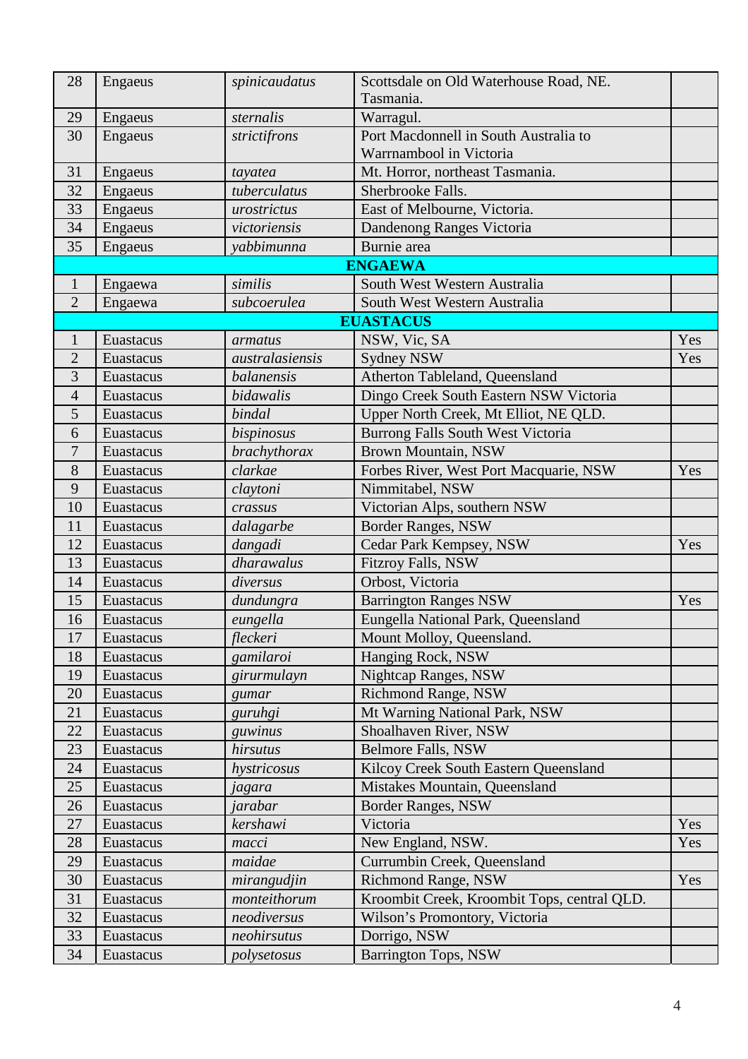| | | | | |
|---|---|---|---|---|
| 28 | Engaeus | *spinicaudatus* | Scottsdale on Old Waterhouse Road, NE. Tasmania. | |
| 29 | Engaeus | *sternalis* | Warragul. | |
| 30 | Engaeus | *strictifrons* | Port Macdonnell in South Australia to Warrnambool in Victoria | |
| 31 | Engaeus | *tayatea* | Mt. Horror, northeast Tasmania. | |
| 32 | Engaeus | *tuberculatus* | Sherbrooke Falls. | |
| 33 | Engaeus | *urostrictus* | East of Melbourne, Victoria. | |
| 34 | Engaeus | *victoriensis* | Dandenong Ranges Victoria | |
| 35 | Engaeus | *yabbimunna* | Burnie area | |
| | | **ENGAEWA** | | |
| 1 | Engaewa | *similis* | South West Western Australia | |
| 2 | Engaewa | *subcoerulea* | South West Western Australia | |
| | | **EUASTACUS** | | |
| 1 | Euastacus | *armatus* | NSW, Vic, SA | Yes |
| 2 | Euastacus | *australasiensis* | Sydney NSW | Yes |
| 3 | Euastacus | *balanensis* | Atherton Tableland, Queensland | |
| 4 | Euastacus | *bidawalis* | Dingo Creek South Eastern NSW Victoria | |
| 5 | Euastacus | *bindal* | Upper North Creek, Mt Elliot, NE QLD. | |
| 6 | Euastacus | *bispinosus* | Burrong Falls South West Victoria | |
| 7 | Euastacus | *brachythorax* | Brown Mountain, NSW | |
| 8 | Euastacus | *clarkae* | Forbes River, West Port Macquarie, NSW | Yes |
| 9 | Euastacus | *claytoni* | Nimmitabel, NSW | |
| 10 | Euastacus | *crassus* | Victorian Alps, southern NSW | |
| 11 | Euastacus | *dalagarbe* | Border Ranges, NSW | |
| 12 | Euastacus | *dangadi* | Cedar Park Kempsey, NSW | Yes |
| 13 | Euastacus | *dharawalus* | Fitzroy Falls, NSW | |
| 14 | Euastacus | *diversus* | Orbost, Victoria | |
| 15 | Euastacus | *dundungra* | Barrington Ranges NSW | Yes |
| 16 | Euastacus | *eungella* | Eungella National Park, Queensland | |
| 17 | Euastacus | *fleckeri* | Mount Molloy, Queensland. | |
| 18 | Euastacus | *gamilaroi* | Hanging Rock, NSW | |
| 19 | Euastacus | *girurmulayn* | Nightcap Ranges, NSW | |
| 20 | Euastacus | *gumar* | Richmond Range, NSW | |
| 21 | Euastacus | *guruhgi* | Mt Warning National Park, NSW | |
| 22 | Euastacus | *guwinus* | Shoalhaven River, NSW | |
| 23 | Euastacus | *hirsutus* | Belmore Falls, NSW | |
| 24 | Euastacus | *hystricosus* | Kilcoy Creek South Eastern Queensland | |
| 25 | Euastacus | *jagara* | Mistakes Mountain, Queensland | |
| 26 | Euastacus | *jarabar* | Border Ranges, NSW | |
| 27 | Euastacus | *kershawi* | Victoria | Yes |
| 28 | Euastacus | *macci* | New England, NSW. | Yes |
| 29 | Euastacus | *maidae* | Currumbin Creek, Queensland | |
| 30 | Euastacus | *mirangudjin* | Richmond Range, NSW | Yes |
| 31 | Euastacus | *monteithorum* | Kroombit Creek, Kroombit Tops, central QLD. | |
| 32 | Euastacus | *neodiversus* | Wilson's Promontory, Victoria | |
| 33 | Euastacus | *neohirsutus* | Dorrigo, NSW | |
| 34 | Euastacus | *polysetosus* | Barrington Tops, NSW | |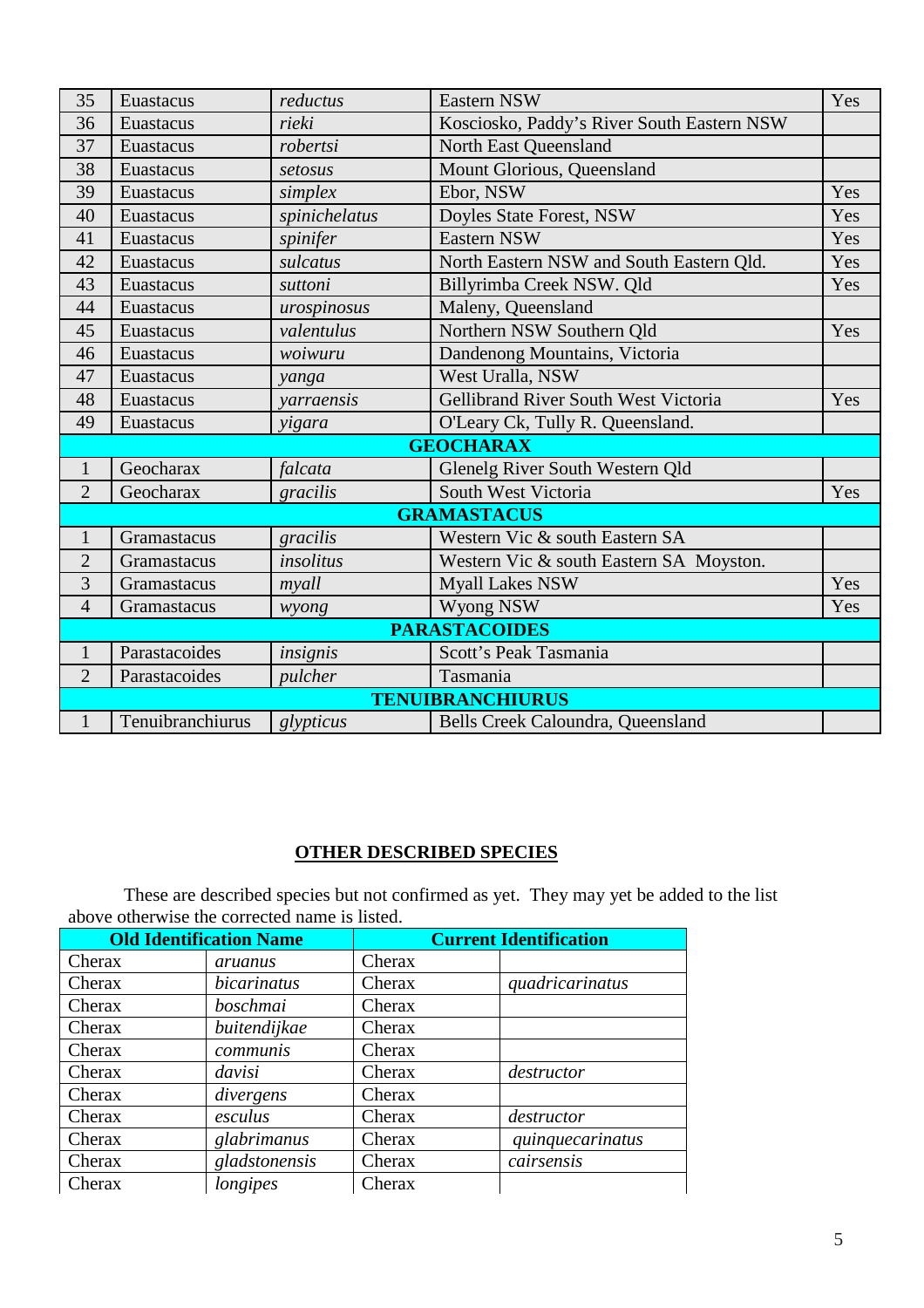| | | | | |
|---|---|---|---|---|
| 35 | Euastacus | *reductus* | Eastern NSW | Yes |
| 36 | Euastacus | *rieki* | Kosciosko, Paddy's River South Eastern NSW | |
| 37 | Euastacus | *robertsi* | North East Queensland | |
| 38 | Euastacus | *setosus* | Mount Glorious, Queensland | |
| 39 | Euastacus | *simplex* | Ebor, NSW | Yes |
| 40 | Euastacus | *spinichelatus* | Doyles State Forest, NSW | Yes |
| 41 | Euastacus | *spinifer* | Eastern NSW | Yes |
| 42 | Euastacus | *sulcatus* | North Eastern NSW and South Eastern Qld. | Yes |
| 43 | Euastacus | *suttoni* | Billyrimba Creek NSW. Qld | Yes |
| 44 | Euastacus | *urospinosus* | Maleny, Queensland | |
| 45 | Euastacus | *valentulus* | Northern NSW Southern Qld | Yes |
| 46 | Euastacus | *woiwuru* | Dandenong Mountains, Victoria | |
| 47 | Euastacus | *yanga* | West Uralla, NSW | |
| 48 | Euastacus | *yarraensis* | Gellibrand River South West Victoria | Yes |
| 49 | Euastacus | *yigara* | O'Leary Ck, Tully R. Queensland. | |
| | | **GEOCHARAX** | | |
| 1 | Geocharax | *falcata* | Glenelg River South Western Qld | |
| 2 | Geocharax | *gracilis* | South West Victoria | Yes |
| | | **GRAMASTACUS** | | |
| 1 | Gramastacus | *gracilis* | Western Vic & south Eastern SA | |
| 2 | Gramastacus | *insolitus* | Western Vic & south Eastern SA Moyston. | |
| 3 | Gramastacus | *myall* | Myall Lakes NSW | Yes |
| 4 | Gramastacus | *wyong* | Wyong NSW | Yes |
| | | **PARASTACOIDES** | | |
| 1 | Parastacoides | *insignis* | Scott's Peak Tasmania | |
| 2 | Parastacoides | *pulcher* | Tasmania | |
| | | **TENUIBRANCHIURUS** | | |
| 1 | Tenuibranchiurus | *glypticus* | Bells Creek Caloundra, Queensland | |

## OTHER DESCRIBED SPECIES

These are described species but not confirmed as yet. They may yet be added to the list above otherwise the corrected name is listed.

| Old Identification Name | | Current Identification | |
|---|---|---|---|
| Cherax | *aruanus* | Cherax | |
| Cherax | *bicarinatus* | Cherax | *quadricarinatus* |
| Cherax | *boschmai* | Cherax | |
| Cherax | *buitendijkae* | Cherax | |
| Cherax | *communis* | Cherax | |
| Cherax | *davisi* | Cherax | *destructor* |
| Cherax | *divergens* | Cherax | |
| Cherax | *esculus* | Cherax | *destructor* |
| Cherax | *glabrimanus* | Cherax | *quinquecarinatus* |
| Cherax | *gladstonensis* | Cherax | *cairsensis* |
| Cherax | *longipes* | Cherax | |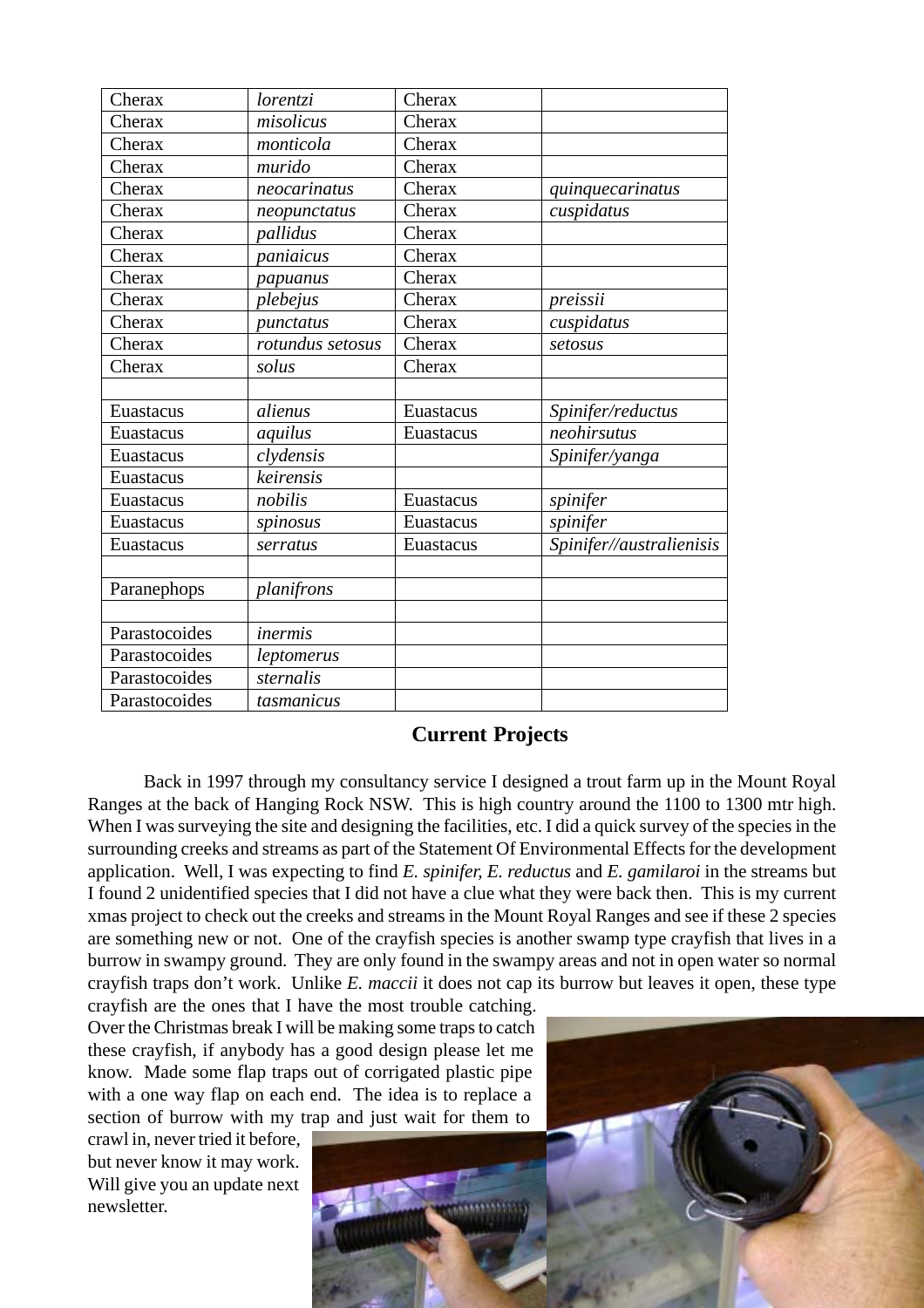| | | | |
|---|---|---|---|
| Cherax | *lorentzi* | Cherax | |
| Cherax | *misolicus* | Cherax | |
| Cherax | *monticola* | Cherax | |
| Cherax | *murido* | Cherax | |
| Cherax | *neocarinatus* | Cherax | *quinquecarinatus* |
| Cherax | *neopunctatus* | Cherax | *cuspidatus* |
| Cherax | *pallidus* | Cherax | |
| Cherax | *paniaicus* | Cherax | |
| Cherax | *papuanus* | Cherax | |
| Cherax | *plebejus* | Cherax | *preissii* |
| Cherax | *punctatus* | Cherax | *cuspidatus* |
| Cherax | *rotundus setosus* | Cherax | *setosus* |
| Cherax | *solus* | Cherax | |
| | | | |
| Euastacus | *alienus* | Euastacus | *Spinifer/reductus* |
| Euastacus | *aquilus* | Euastacus | *neohirsutus* |
| Euastacus | *clydensis* | | *Spinifer/yanga* |
| Euastacus | *keirensis* | | |
| Euastacus | *nobilis* | Euastacus | *spinifer* |
| Euastacus | *spinosus* | Euastacus | *spinifer* |
| Euastacus | *serratus* | Euastacus | *Spinifer//australienisis* |
| | | | |
| Paranephops | *planifrons* | | |
| | | | |
| Parastocoides | *inermis* | | |
| Parastocoides | *leptomerus* | | |
| Parastocoides | *sternalis* | | |
| Parastocoides | *tasmanicus* | | |

## Current Projects

Back in 1997 through my consultancy service I designed a trout farm up in the Mount Royal Ranges at the back of Hanging Rock NSW. This is high country around the 1100 to 1300 mtr high. When I was surveying the site and designing the facilities, etc. I did a quick survey of the species in the surrounding creeks and streams as part of the Statement Of Environmental Effects for the development application. Well, I was expecting to find *E. spinifer, E. reductus* and *E. gamilaroi* in the streams but I found 2 unidentified species that I did not have a clue what they were back then. This is my current xmas project to check out the creeks and streams in the Mount Royal Ranges and see if these 2 species are something new or not. One of the crayfish species is another swamp type crayfish that lives in a burrow in swampy ground. They are only found in the swampy areas and not in open water so normal crayfish traps don't work. Unlike *E. maccii* it does not cap its burrow but leaves it open, these type crayfish are the ones that I have the most trouble catching. Over the Christmas break I will be making some traps to catch these crayfish, if anybody has a good design please let me know. Made some flap traps out of corrigated plastic pipe with a one way flap on each end. The idea is to replace a section of burrow with my trap and just wait for them to crawl in, never tried it before, but never know it may work. Will give you an update next newsletter.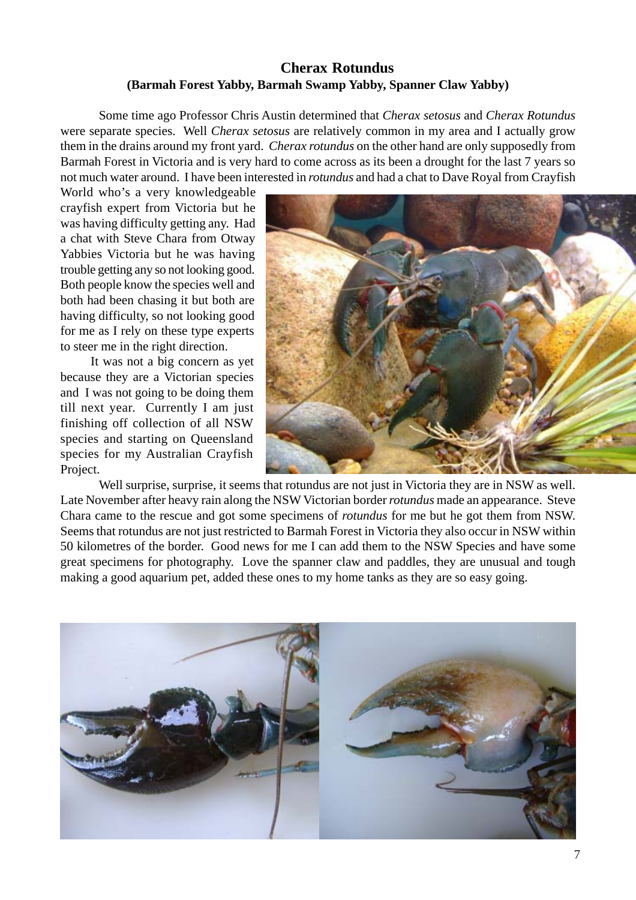## Cherax Rotundus

### (Barmah Forest Yabby, Barmah Swamp Yabby, Spanner Claw Yabby)

Some time ago Professor Chris Austin determined that *Cherax setosus* and *Cherax Rotundus* were separate species. Well *Cherax setosus* are relatively common in my area and I actually grow them in the drains around my front yard. *Cherax rotundus* on the other hand are only supposedly from Barmah Forest in Victoria and is very hard to come across as its been a drought for the last 7 years so not much water around. I have been interested in *rotundus* and had a chat to Dave Royal from Crayfish World who's a very knowledgeable crayfish expert from Victoria but he was having difficulty getting any. Had a chat with Steve Chara from Otway Yabbies Victoria but he was having trouble getting any so not looking good. Both people know the species well and both had been chasing it but both are having difficulty, so not looking good for me as I rely on these type experts to steer me in the right direction.

It was not a big concern as yet because they are a Victorian species and I was not going to be doing them till next year. Currently I am just finishing off collection of all NSW species and starting on Queensland species for my Australian Crayfish Project.

Well surprise, surprise, it seems that rotundus are not just in Victoria they are in NSW as well. Late November after heavy rain along the NSW Victorian border *rotundus* made an appearance. Steve Chara came to the rescue and got some specimens of *rotundus* for me but he got them from NSW. Seems that rotundus are not just restricted to Barmah Forest in Victoria they also occur in NSW within 50 kilometres of the border. Good news for me I can add them to the NSW Species and have some great specimens for photography. Love the spanner claw and paddles, they are unusual and tough making a good aquarium pet, added these ones to my home tanks as they are so easy going.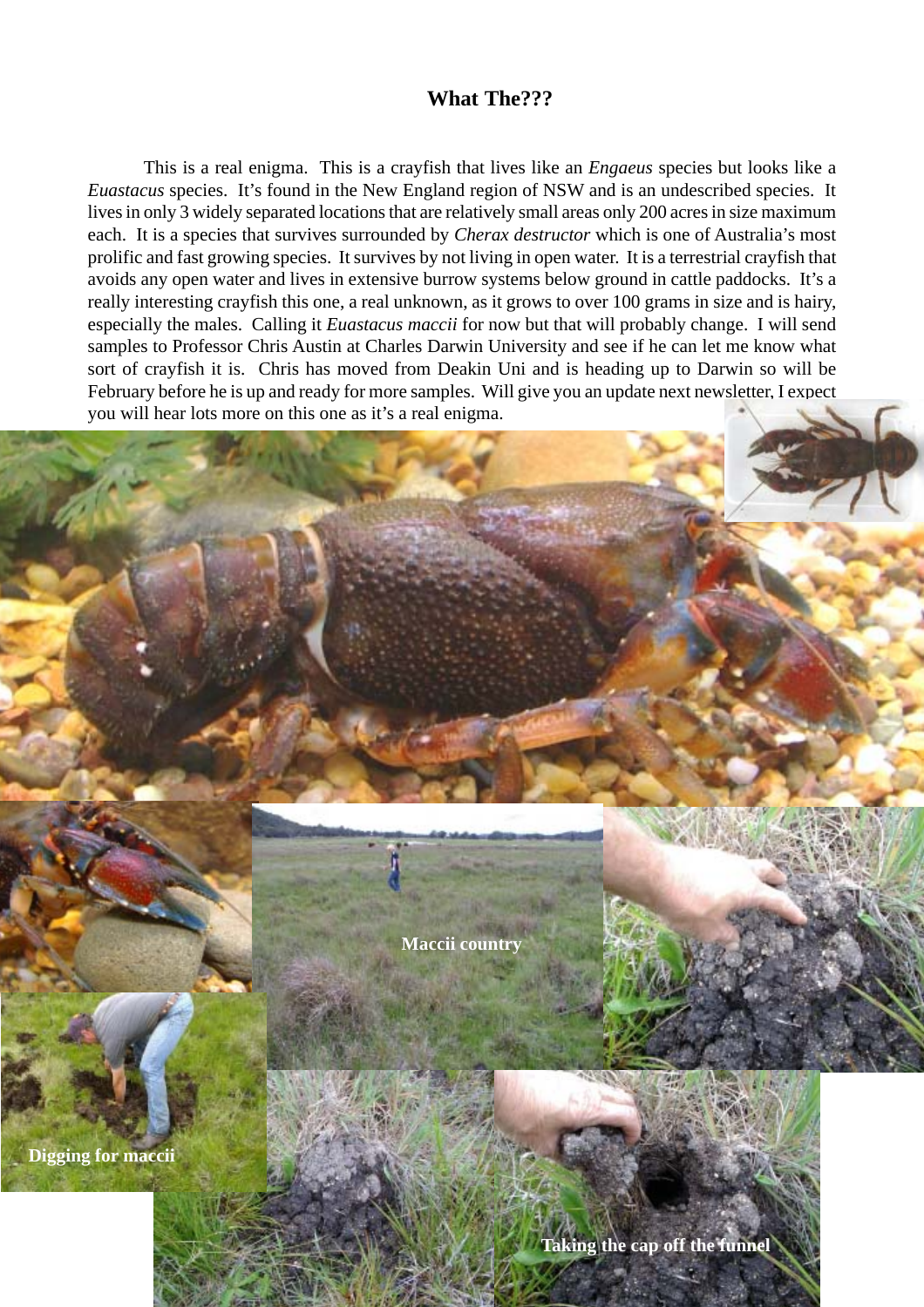## What The???

This is a real enigma. This is a crayfish that lives like an *Engaeus* species but looks like a *Euastacus* species. It's found in the New England region of NSW and is an undescribed species. It lives in only 3 widely separated locations that are relatively small areas only 200 acres in size maximum each. It is a species that survives surrounded by *Cherax destructor* which is one of Australia's most prolific and fast growing species. It survives by not living in open water. It is a terrestrial crayfish that avoids any open water and lives in extensive burrow systems below ground in cattle paddocks. It's a really interesting crayfish this one, a real unknown, as it grows to over 100 grams in size and is hairy, especially the males. Calling it *Euastacus maccii* for now but that will probably change. I will send samples to Professor Chris Austin at Charles Darwin University and see if he can let me know what sort of crayfish it is. Chris has moved from Deakin Uni and is heading up to Darwin so will be February before he is up and ready for more samples. Will give you an update next newsletter, I expect you will hear lots more on this one as it's a real enigma.

**Maccii country**

**Digging for maccii**

**Taking the cap off the funnel**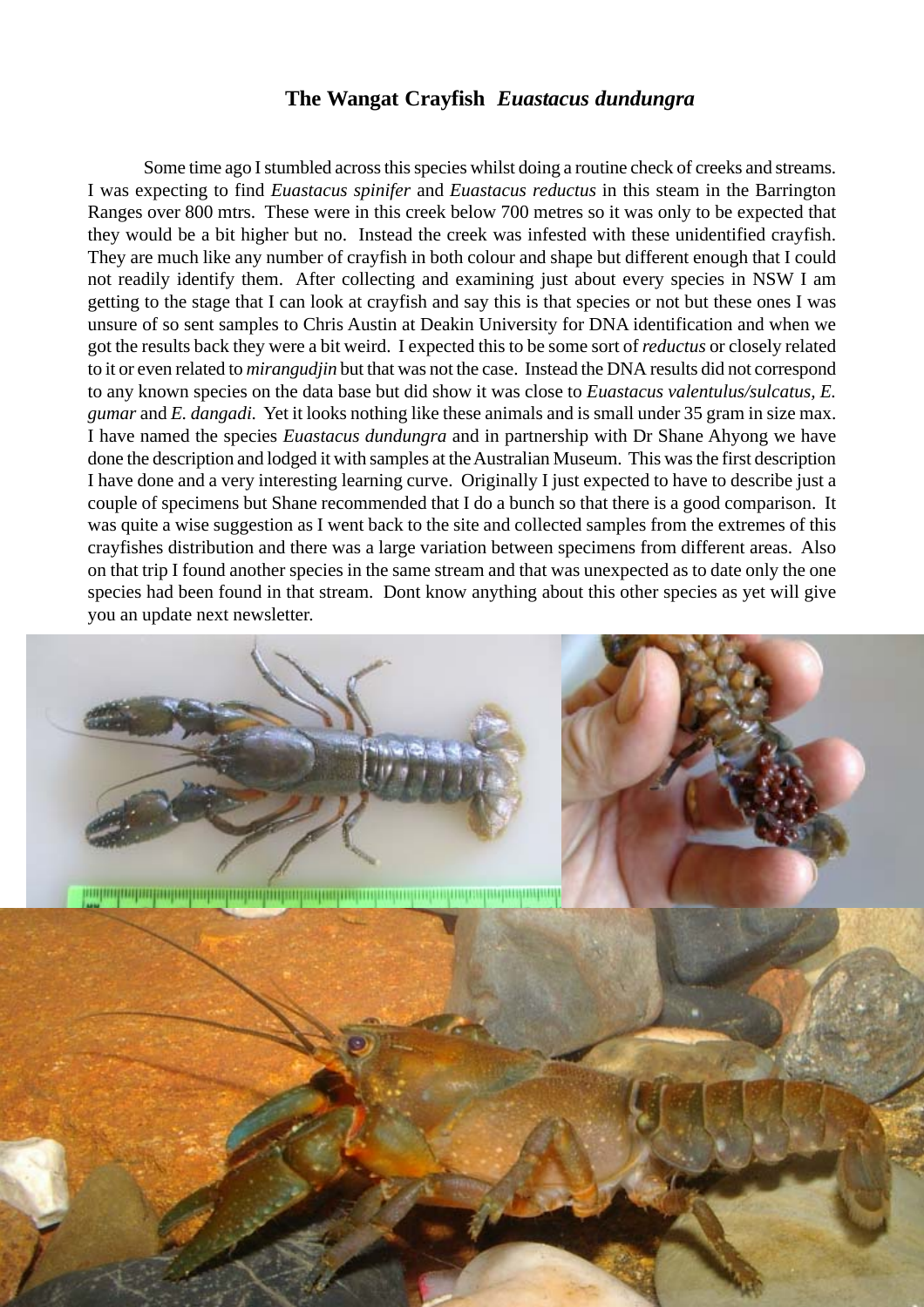## The Wangat Crayfish *Euastacus dundungra*

Some time ago I stumbled across this species whilst doing a routine check of creeks and streams. I was expecting to find *Euastacus spinifer* and *Euastacus reductus* in this steam in the Barrington Ranges over 800 mtrs. These were in this creek below 700 metres so it was only to be expected that they would be a bit higher but no. Instead the creek was infested with these unidentified crayfish. They are much like any number of crayfish in both colour and shape but different enough that I could not readily identify them. After collecting and examining just about every species in NSW I am getting to the stage that I can look at crayfish and say this is that species or not but these ones I was unsure of so sent samples to Chris Austin at Deakin University for DNA identification and when we got the results back they were a bit weird. I expected this to be some sort of *reductus* or closely related to it or even related to *mirangudjin* but that was not the case. Instead the DNA results did not correspond to any known species on the data base but did show it was close to *Euastacus valentulus/sulcatus, E. gumar* and *E. dangadi.* Yet it looks nothing like these animals and is small under 35 gram in size max. I have named the species *Euastacus dundungra* and in partnership with Dr Shane Ahyong we have done the description and lodged it with samples at the Australian Museum. This was the first description I have done and a very interesting learning curve. Originally I just expected to have to describe just a couple of specimens but Shane recommended that I do a bunch so that there is a good comparison. It was quite a wise suggestion as I went back to the site and collected samples from the extremes of this crayfishes distribution and there was a large variation between specimens from different areas. Also on that trip I found another species in the same stream and that was unexpected as to date only the one species had been found in that stream. Dont know anything about this other species as yet will give you an update next newsletter.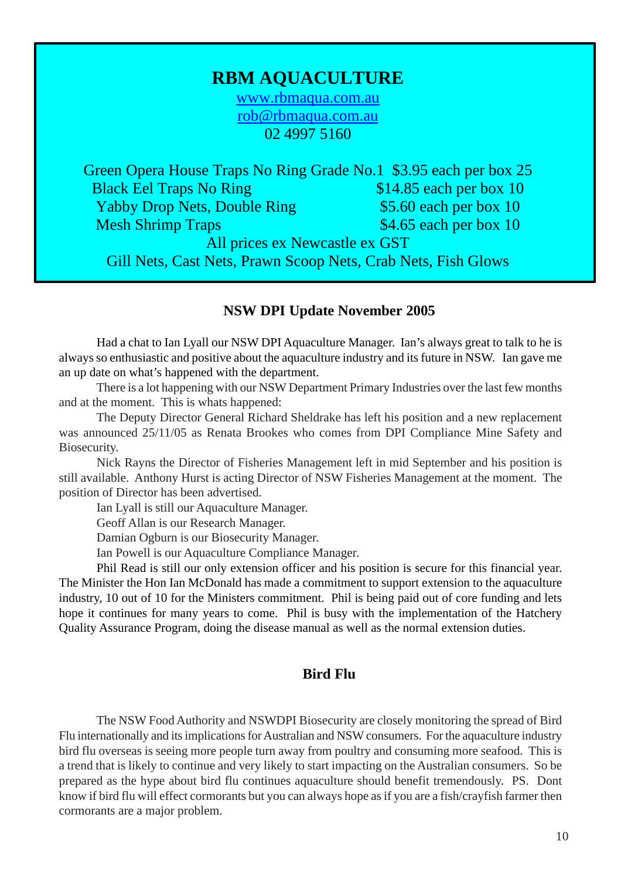## RBM AQUACULTURE

www.rbmaqua.com.au
rob@rbmaqua.com.au
02 4997 5160

| | |
|---|---|
| Green Opera House Traps No Ring Grade No.1 | $3.95 each per box 25 |
| Black Eel Traps No Ring | $14.85 each per box 10 |
| Yabby Drop Nets, Double Ring | $5.60 each per box 10 |
| Mesh Shrimp Traps | $4.65 each per box 10 |

All prices ex Newcastle ex GST

Gill Nets, Cast Nets, Prawn Scoop Nets, Crab Nets, Fish Glows

## NSW DPI Update November 2005

Had a chat to Ian Lyall our NSW DPI Aquaculture Manager. Ian's always great to talk to he is always so enthusiastic and positive about the aquaculture industry and its future in NSW. Ian gave me an up date on what's happened with the department.

There is a lot happening with our NSW Department Primary Industries over the last few months and at the moment. This is whats happened:

The Deputy Director General Richard Sheldrake has left his position and a new replacement was announced 25/11/05 as Renata Brookes who comes from DPI Compliance Mine Safety and Biosecurity.

Nick Rayns the Director of Fisheries Management left in mid September and his position is still available. Anthony Hurst is acting Director of NSW Fisheries Management at the moment. The position of Director has been advertised.

Ian Lyall is still our Aquaculture Manager.

Geoff Allan is our Research Manager.

Damian Ogburn is our Biosecurity Manager.

Ian Powell is our Aquaculture Compliance Manager.

Phil Read is still our only extension officer and his position is secure for this financial year. The Minister the Hon Ian McDonald has made a commitment to support extension to the aquaculture industry, 10 out of 10 for the Ministers commitment. Phil is being paid out of core funding and lets hope it continues for many years to come. Phil is busy with the implementation of the Hatchery Quality Assurance Program, doing the disease manual as well as the normal extension duties.

## Bird Flu

The NSW Food Authority and NSWDPI Biosecurity are closely monitoring the spread of Bird Flu internationally and its implications for Australian and NSW consumers. For the aquaculture industry bird flu overseas is seeing more people turn away from poultry and consuming more seafood. This is a trend that is likely to continue and very likely to start impacting on the Australian consumers. So be prepared as the hype about bird flu continues aquaculture should benefit tremendously. PS. Dont know if bird flu will effect cormorants but you can always hope as if you are a fish/crayfish farmer then cormorants are a major problem.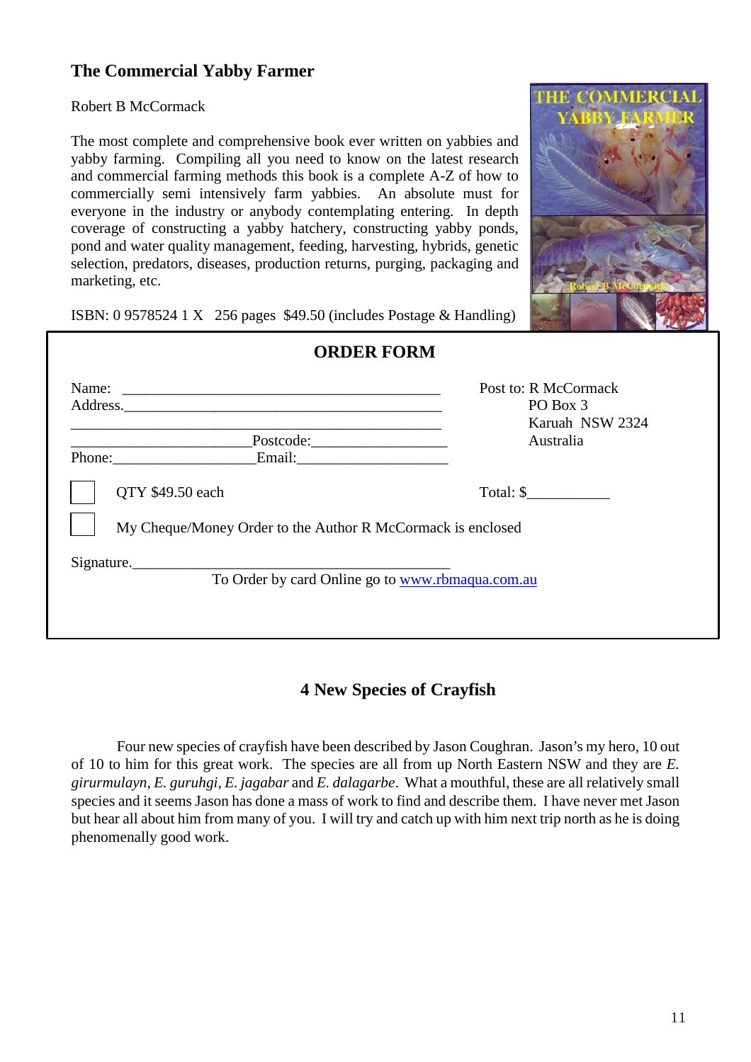## The Commercial Yabby Farmer

Robert B McCormack

The most complete and comprehensive book ever written on yabbies and yabby farming. Compiling all you need to know on the latest research and commercial farming methods this book is a complete A-Z of how to commercially semi intensively farm yabbies. An absolute must for everyone in the industry or anybody contemplating entering. In depth coverage of constructing a yabby hatchery, constructing yabby ponds, pond and water quality management, feeding, harvesting, hybrids, genetic selection, predators, diseases, production returns, purging, packaging and marketing, etc.

ISBN: 0 9578524 1 X   256 pages  $49.50 (includes Postage & Handling)

### ORDER FORM

Name: ___________________________________________

Address.___________________________________________

___________________________________________

______________________Postcode:_________________

Phone:__________________Email:__________________

Post to: R McCormack
PO Box 3
Karuah  NSW 2324
Australia

☐ QTY $49.50 each    Total: $__________

☐ My Cheque/Money Order to the Author R McCormack is enclosed

Signature.________________________________________

To Order by card Online go to www.rbmaqua.com.au

## 4 New Species of Crayfish

Four new species of crayfish have been described by Jason Coughran. Jason's my hero, 10 out of 10 to him for this great work. The species are all from up North Eastern NSW and they are *E. girurmulayn*, *E. guruhgi*, *E. jagabar* and *E. dalagarbe*. What a mouthful, these are all relatively small species and it seems Jason has done a mass of work to find and describe them. I have never met Jason but hear all about him from many of you. I will try and catch up with him next trip north as he is doing phenomenally good work.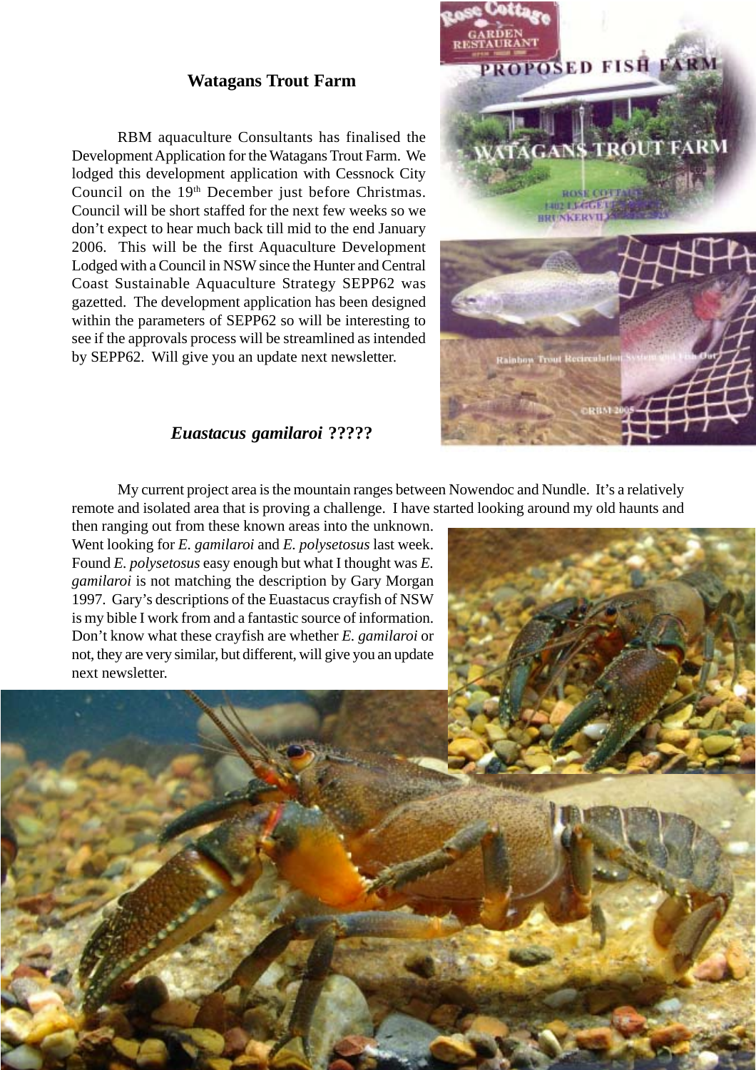## Watagans Trout Farm

RBM aquaculture Consultants has finalised the Development Application for the Watagans Trout Farm. We lodged this development application with Cessnock City Council on the 19th December just before Christmas. Council will be short staffed for the next few weeks so we don't expect to hear much back till mid to the end January 2006. This will be the first Aquaculture Development Lodged with a Council in NSW since the Hunter and Central Coast Sustainable Aquaculture Strategy SEPP62 was gazetted. The development application has been designed within the parameters of SEPP62 so will be interesting to see if the approvals process will be streamlined as intended by SEPP62. Will give you an update next newsletter.

## *Euastacus gamilaroi* ?????

My current project area is the mountain ranges between Nowendoc and Nundle. It's a relatively remote and isolated area that is proving a challenge. I have started looking around my old haunts and then ranging out from these known areas into the unknown. Went looking for *E. gamilaroi* and *E. polysetosus* last week. Found *E. polysetosus* easy enough but what I thought was *E. gamilaroi* is not matching the description by Gary Morgan 1997. Gary's descriptions of the Euastacus crayfish of NSW is my bible I work from and a fantastic source of information. Don't know what these crayfish are whether *E. gamilaroi* or not, they are very similar, but different, will give you an update next newsletter.